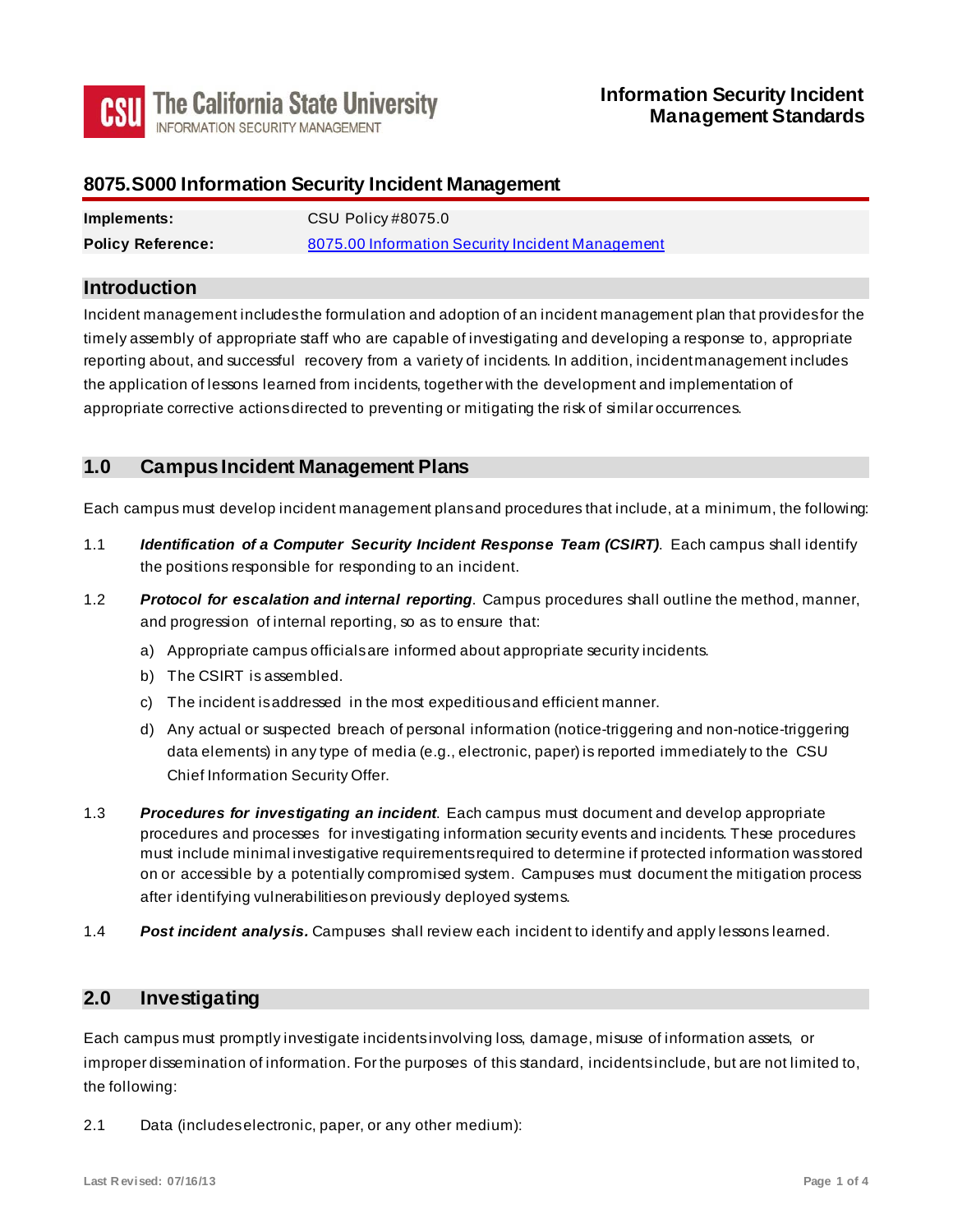# 8075.S000 Information Security Incident Management

| | |
|---|---|
| **Implements:** | CSU Policy #8075.0 |
| **Policy Reference:** | 8075.00 Information Security Incident Management |

## Introduction

Incident management includes the formulation and adoption of an incident management plan that provides for the timely assembly of appropriate staff who are capable of investigating and developing a response to, appropriate reporting about, and successful recovery from a variety of incidents. In addition, incident management includes the application of lessons learned from incidents, together with the development and implementation of appropriate corrective actions directed to preventing or mitigating the risk of similar occurrences.

## 1.0 Campus Incident Management Plans

Each campus must develop incident management plans and procedures that include, at a minimum, the following:

1.1 ***Identification of a Computer Security Incident Response Team (CSIRT)***. Each campus shall identify the positions responsible for responding to an incident.

1.2 ***Protocol for escalation and internal reporting***. Campus procedures shall outline the method, manner, and progression of internal reporting, so as to ensure that:

a) Appropriate campus officials are informed about appropriate security incidents.

b) The CSIRT is assembled.

c) The incident is addressed in the most expeditious and efficient manner.

d) Any actual or suspected breach of personal information (notice-triggering and non-notice-triggering data elements) in any type of media (e.g., electronic, paper) is reported immediately to the CSU Chief Information Security Offer.

1.3 ***Procedures for investigating an incident***. Each campus must document and develop appropriate procedures and processes for investigating information security events and incidents. These procedures must include minimal investigative requirements required to determine if protected information was stored on or accessible by a potentially compromised system. Campuses must document the mitigation process after identifying vulnerabilities on previously deployed systems.

1.4 ***Post incident analysis.*** Campuses shall review each incident to identify and apply lessons learned.

## 2.0 Investigating

Each campus must promptly investigate incidents involving loss, damage, misuse of information assets, or improper dissemination of information. For the purposes of this standard, incidents include, but are not limited to, the following:

2.1 Data (includes electronic, paper, or any other medium):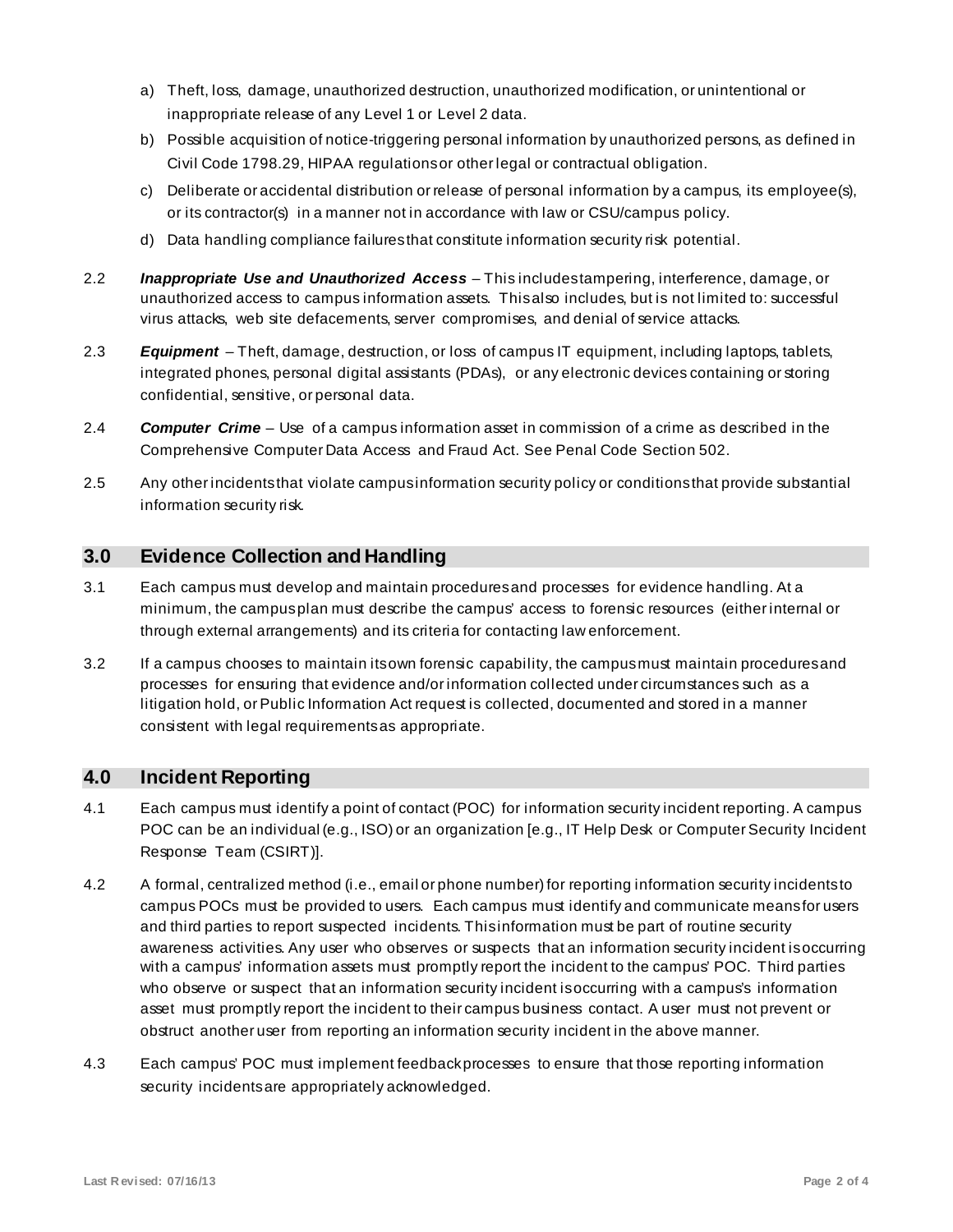a) Theft, loss, damage, unauthorized destruction, unauthorized modification, or unintentional or inappropriate release of any Level 1 or Level 2 data.
b) Possible acquisition of notice-triggering personal information by unauthorized persons, as defined in Civil Code 1798.29, HIPAA regulations or other legal or contractual obligation.
c) Deliberate or accidental distribution or release of personal information by a campus, its employee(s), or its contractor(s) in a manner not in accordance with law or CSU/campus policy.
d) Data handling compliance failures that constitute information security risk potential.

2.2 ***Inappropriate Use and Unauthorized Access*** – This includes tampering, interference, damage, or unauthorized access to campus information assets. This also includes, but is not limited to: successful virus attacks, web site defacements, server compromises, and denial of service attacks.

2.3 ***Equipment*** – Theft, damage, destruction, or loss of campus IT equipment, including laptops, tablets, integrated phones, personal digital assistants (PDAs), or any electronic devices containing or storing confidential, sensitive, or personal data.

2.4 ***Computer Crime*** – Use of a campus information asset in commission of a crime as described in the Comprehensive Computer Data Access and Fraud Act. See Penal Code Section 502.

2.5 Any other incidents that violate campus information security policy or conditions that provide substantial information security risk.

## 3.0 Evidence Collection and Handling

3.1 Each campus must develop and maintain procedures and processes for evidence handling. At a minimum, the campus plan must describe the campus' access to forensic resources (either internal or through external arrangements) and its criteria for contacting law enforcement.

3.2 If a campus chooses to maintain its own forensic capability, the campus must maintain procedures and processes for ensuring that evidence and/or information collected under circumstances such as a litigation hold, or Public Information Act request is collected, documented and stored in a manner consistent with legal requirements as appropriate.

## 4.0 Incident Reporting

4.1 Each campus must identify a point of contact (POC) for information security incident reporting. A campus POC can be an individual (e.g., ISO) or an organization [e.g., IT Help Desk or Computer Security Incident Response Team (CSIRT)].

4.2 A formal, centralized method (i.e., email or phone number) for reporting information security incidents to campus POCs must be provided to users. Each campus must identify and communicate means for users and third parties to report suspected incidents. This information must be part of routine security awareness activities. Any user who observes or suspects that an information security incident is occurring with a campus' information assets must promptly report the incident to the campus' POC. Third parties who observe or suspect that an information security incident is occurring with a campus's information asset must promptly report the incident to their campus business contact. A user must not prevent or obstruct another user from reporting an information security incident in the above manner.

4.3 Each campus' POC must implement feedback processes to ensure that those reporting information security incidents are appropriately acknowledged.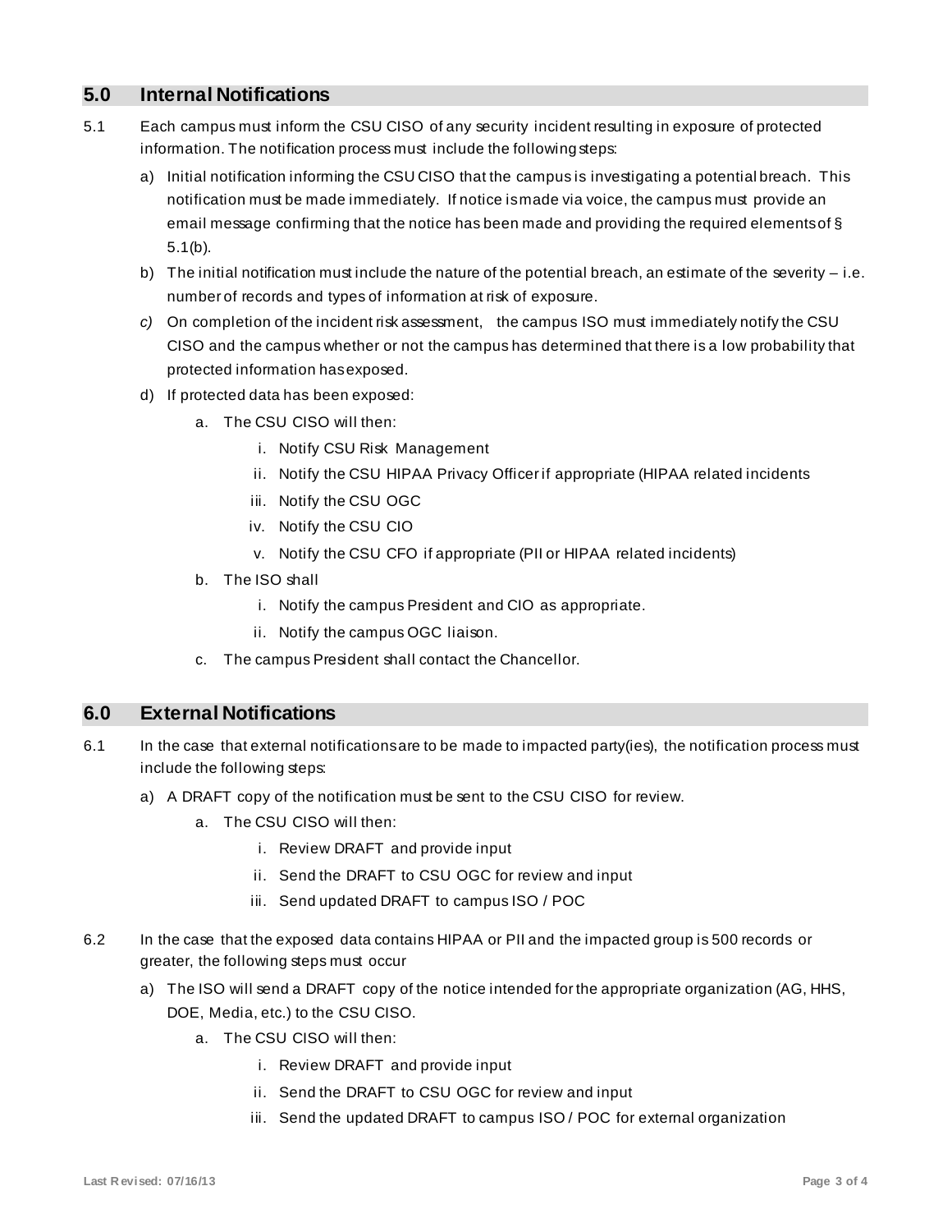## 5.0 Internal Notifications

5.1 Each campus must inform the CSU CISO of any security incident resulting in exposure of protected information. The notification process must include the following steps:

a) Initial notification informing the CSU CISO that the campus is investigating a potential breach. This notification must be made immediately. If notice is made via voice, the campus must provide an email message confirming that the notice has been made and providing the required elements of § 5.1(b).

b) The initial notification must include the nature of the potential breach, an estimate of the severity – i.e. number of records and types of information at risk of exposure.

*c)* On completion of the incident risk assessment, the campus ISO must immediately notify the CSU CISO and the campus whether or not the campus has determined that there is a low probability that protected information has exposed.

d) If protected data has been exposed:

   a. The CSU CISO will then:

      i. Notify CSU Risk Management
      ii. Notify the CSU HIPAA Privacy Officer if appropriate (HIPAA related incidents
      iii. Notify the CSU OGC
      iv. Notify the CSU CIO
      v. Notify the CSU CFO if appropriate (PII or HIPAA related incidents)

   b. The ISO shall

      i. Notify the campus President and CIO as appropriate.
      ii. Notify the campus OGC liaison.

   c. The campus President shall contact the Chancellor.

## 6.0 External Notifications

6.1 In the case that external notifications are to be made to impacted party(ies), the notification process must include the following steps:

a) A DRAFT copy of the notification must be sent to the CSU CISO for review.

   a. The CSU CISO will then:

      i. Review DRAFT and provide input
      ii. Send the DRAFT to CSU OGC for review and input
      iii. Send updated DRAFT to campus ISO / POC

6.2 In the case that the exposed data contains HIPAA or PII and the impacted group is 500 records or greater, the following steps must occur

a) The ISO will send a DRAFT copy of the notice intended for the appropriate organization (AG, HHS, DOE, Media, etc.) to the CSU CISO.

   a. The CSU CISO will then:

      i. Review DRAFT and provide input
      ii. Send the DRAFT to CSU OGC for review and input
      iii. Send the updated DRAFT to campus ISO / POC for external organization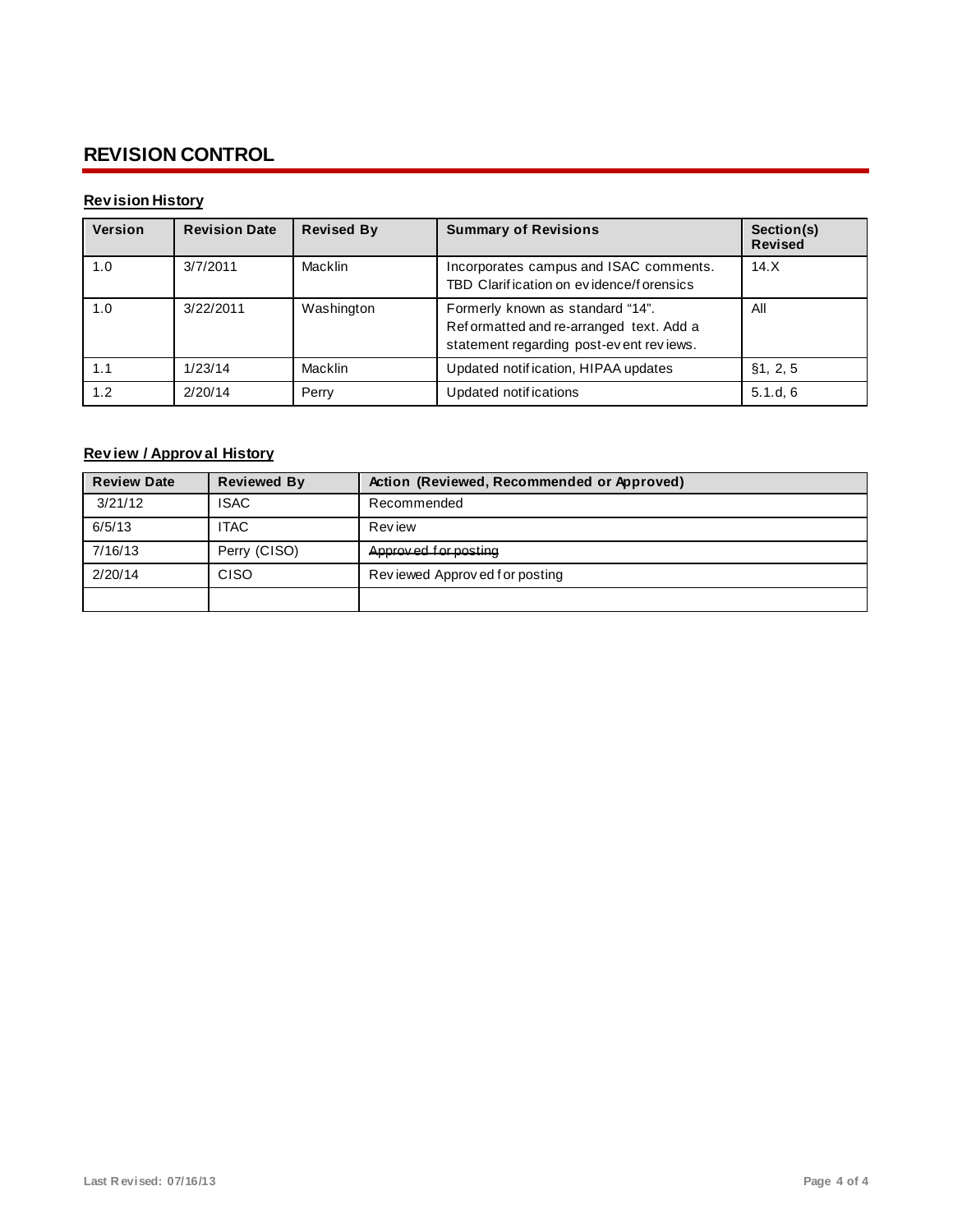## REVISION CONTROL

### Revision History

| Version | Revision Date | Revised By | Summary of Revisions | Section(s) Revised |
|---|---|---|---|---|
| 1.0 | 3/7/2011 | Macklin | Incorporates campus and ISAC comments. TBD Clarification on evidence/forensics | 14.X |
| 1.0 | 3/22/2011 | Washington | Formerly known as standard "14". Reformatted and re-arranged text. Add a statement regarding post-event reviews. | All |
| 1.1 | 1/23/14 | Macklin | Updated notification, HIPAA updates | §1, 2, 5 |
| 1.2 | 2/20/14 | Perry | Updated notifications | 5.1.d, 6 |

### Review / Approval History

| Review Date | Reviewed By | Action (Reviewed, Recommended or Approved) |
|---|---|---|
| 3/21/12 | ISAC | Recommended |
| 6/5/13 | ITAC | Review |
| 7/16/13 | Perry (CISO) | ~~Approved for posting~~ |
| 2/20/14 | CISO | Reviewed Approved for posting |
| | | |

Last Revised: 07/16/13